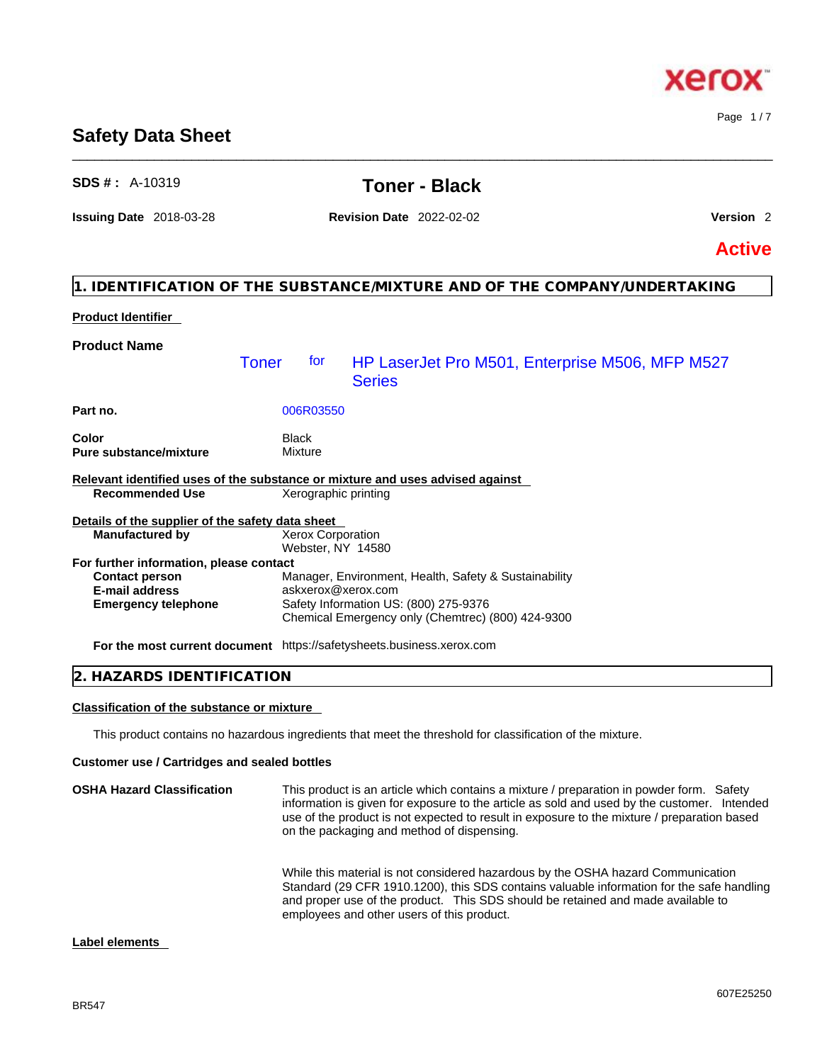# Safety Data Sheet

**SDS # :** A-10319

## Toner - Black

**Issuing Date** 2018-03-28 **Revision Date** 2022-02-02 **Version** 2

**Active**

## 1. IDENTIFICATION OF THE SUBSTANCE/MIXTURE AND OF THE COMPANY/UNDERTAKING

**Product Identifier**

| | |
|---|---|
| **Product Name** | Toner for HP LaserJet Pro M501, Enterprise M506, MFP M527 Series |
| **Part no.** | 006R03550 |
| **Color** | Black |
| **Pure substance/mixture** | Mixture |

**Relevant identified uses of the substance or mixture and uses advised against**

| | |
|---|---|
| **Recommended Use** | Xerographic printing |

**Details of the supplier of the safety data sheet**

| | |
|---|---|
| **Manufactured by** | Xerox Corporation<br>Webster, NY 14580 |

**For further information, please contact**

| | |
|---|---|
| **Contact person** | Manager, Environment, Health, Safety & Sustainability |
| **E-mail address** | askxerox@xerox.com |
| **Emergency telephone** | Safety Information US: (800) 275-9376<br>Chemical Emergency only (Chemtrec) (800) 424-9300 |
| **For the most current document** | https://safetysheets.business.xerox.com |

## 2. HAZARDS IDENTIFICATION

**Classification of the substance or mixture**

This product contains no hazardous ingredients that meet the threshold for classification of the mixture.

**Customer use / Cartridges and sealed bottles**

**OSHA Hazard Classification**

This product is an article which contains a mixture / preparation in powder form. Safety information is given for exposure to the article as sold and used by the customer. Intended use of the product is not expected to result in exposure to the mixture / preparation based on the packaging and method of dispensing.

While this material is not considered hazardous by the OSHA hazard Communication Standard (29 CFR 1910.1200), this SDS contains valuable information for the safe handling and proper use of the product. This SDS should be retained and made available to employees and other users of this product.

**Label elements**

BR547

607E25250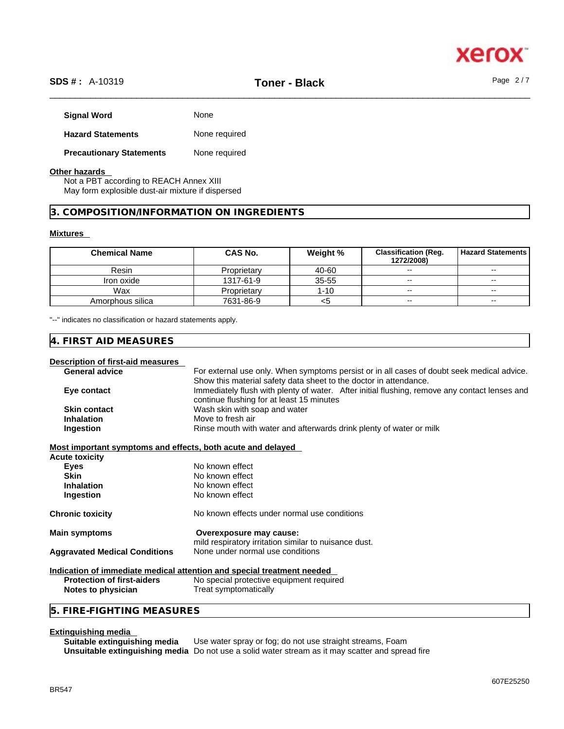**Signal Word** None

**Hazard Statements** None required

**Precautionary Statements** None required

**Other hazards**

Not a PBT according to REACH Annex XIII
May form explosible dust-air mixture if dispersed

## 3. COMPOSITION/INFORMATION ON INGREDIENTS

**Mixtures**

| Chemical Name | CAS No. | Weight % | Classification (Reg. 1272/2008) | Hazard Statements |
|---|---|---|---|---|
| Resin | Proprietary | 40-60 | -- | -- |
| Iron oxide | 1317-61-9 | 35-55 | -- | -- |
| Wax | Proprietary | 1-10 | -- | -- |
| Amorphous silica | 7631-86-9 | <5 | -- | -- |

"--" indicates no classification or hazard statements apply.

## 4. FIRST AID MEASURES

**Description of first-aid measures**

**General advice** For external use only. When symptoms persist or in all cases of doubt seek medical advice. Show this material safety data sheet to the doctor in attendance.

**Eye contact** Immediately flush with plenty of water. After initial flushing, remove any contact lenses and continue flushing for at least 15 minutes

**Skin contact** Wash skin with soap and water

**Inhalation** Move to fresh air

**Ingestion** Rinse mouth with water and afterwards drink plenty of water or milk

**Most important symptoms and effects, both acute and delayed**

**Acute toxicity**

**Eyes** No known effect

**Skin** No known effect

**Inhalation** No known effect

**Ingestion** No known effect

**Chronic toxicity** No known effects under normal use conditions

**Main symptoms** **Overexposure may cause:**
mild respiratory irritation similar to nuisance dust.

**Aggravated Medical Conditions** None under normal use conditions

**Indication of immediate medical attention and special treatment needed**

**Protection of first-aiders** No special protective equipment required

**Notes to physician** Treat symptomatically

## 5. FIRE-FIGHTING MEASURES

**Extinguishing media**

**Suitable extinguishing media** Use water spray or fog; do not use straight streams, Foam

**Unsuitable extinguishing media** Do not use a solid water stream as it may scatter and spread fire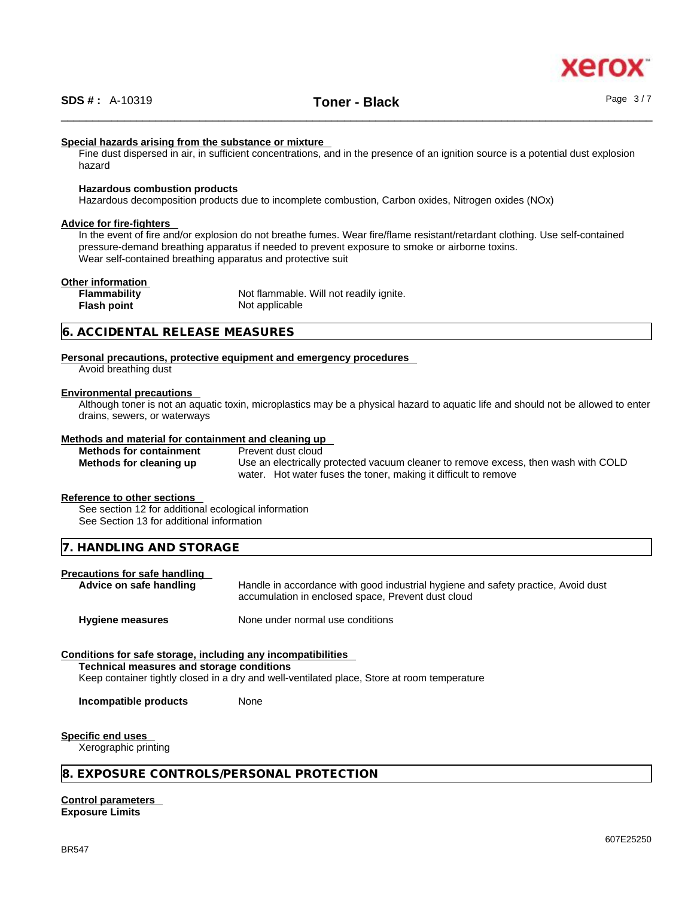**Special hazards arising from the substance or mixture**

Fine dust dispersed in air, in sufficient concentrations, and in the presence of an ignition source is a potential dust explosion hazard

**Hazardous combustion products**

Hazardous decomposition products due to incomplete combustion, Carbon oxides, Nitrogen oxides (NOx)

**Advice for fire-fighters**

In the event of fire and/or explosion do not breathe fumes. Wear fire/flame resistant/retardant clothing. Use self-contained pressure-demand breathing apparatus if needed to prevent exposure to smoke or airborne toxins.
Wear self-contained breathing apparatus and protective suit

**Other information**

| | |
|---|---|
| **Flammability** | Not flammable. Will not readily ignite. |
| **Flash point** | Not applicable |

## 6. ACCIDENTAL RELEASE MEASURES

**Personal precautions, protective equipment and emergency procedures**

Avoid breathing dust

**Environmental precautions**

Although toner is not an aquatic toxin, microplastics may be a physical hazard to aquatic life and should not be allowed to enter drains, sewers, or waterways

**Methods and material for containment and cleaning up**

| | |
|---|---|
| **Methods for containment** | Prevent dust cloud |
| **Methods for cleaning up** | Use an electrically protected vacuum cleaner to remove excess, then wash with COLD water. Hot water fuses the toner, making it difficult to remove |

**Reference to other sections**

See section 12 for additional ecological information
See Section 13 for additional information

## 7. HANDLING AND STORAGE

**Precautions for safe handling**

| | |
|---|---|
| **Advice on safe handling** | Handle in accordance with good industrial hygiene and safety practice, Avoid dust accumulation in enclosed space, Prevent dust cloud |
| **Hygiene measures** | None under normal use conditions |

**Conditions for safe storage, including any incompatibilities**

**Technical measures and storage conditions**

Keep container tightly closed in a dry and well-ventilated place, Store at room temperature

**Incompatible products** None

**Specific end uses**

Xerographic printing

## 8. EXPOSURE CONTROLS/PERSONAL PROTECTION

**Control parameters**

**Exposure Limits**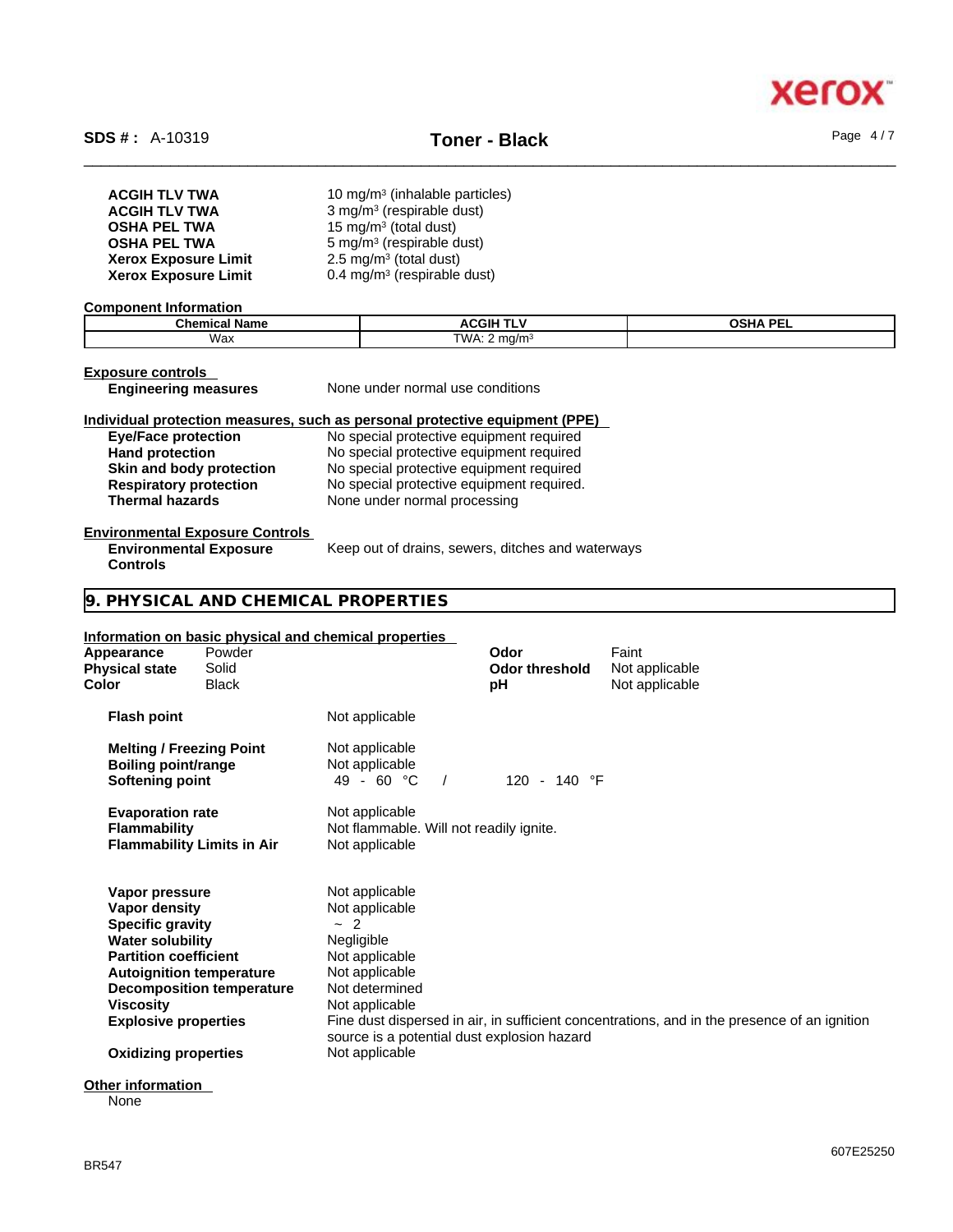| | |
|---|---|
| **ACGIH TLV TWA** | 10 mg/m³ (inhalable particles) |
| **ACGIH TLV TWA** | 3 mg/m³ (respirable dust) |
| **OSHA PEL TWA** | 15 mg/m³ (total dust) |
| **OSHA PEL TWA** | 5 mg/m³ (respirable dust) |
| **Xerox Exposure Limit** | 2.5 mg/m³ (total dust) |
| **Xerox Exposure Limit** | 0.4 mg/m³ (respirable dust) |

**Component Information**

| Chemical Name | ACGIH TLV | OSHA PEL |
|---|---|---|
| Wax | TWA: 2 mg/m³ | |

**Exposure controls**

**Engineering measures** None under normal use conditions

**Individual protection measures, such as personal protective equipment (PPE)**

| | |
|---|---|
| **Eye/Face protection** | No special protective equipment required |
| **Hand protection** | No special protective equipment required |
| **Skin and body protection** | No special protective equipment required |
| **Respiratory protection** | No special protective equipment required. |
| **Thermal hazards** | None under normal processing |

**Environmental Exposure Controls**

**Environmental Exposure Controls** Keep out of drains, sewers, ditches and waterways

## 9. PHYSICAL AND CHEMICAL PROPERTIES

**Information on basic physical and chemical properties**

| | | | |
|---|---|---|---|
| **Appearance** | Powder | **Odor** | Faint |
| **Physical state** | Solid | **Odor threshold** | Not applicable |
| **Color** | Black | **pH** | Not applicable |

| | |
|---|---|
| **Flash point** | Not applicable |
| **Melting / Freezing Point** | Not applicable |
| **Boiling point/range** | Not applicable |
| **Softening point** | 49 - 60 °C / 120 - 140 °F |
| **Evaporation rate** | Not applicable |
| **Flammability** | Not flammable. Will not readily ignite. |
| **Flammability Limits in Air** | Not applicable |
| **Vapor pressure** | Not applicable |
| **Vapor density** | Not applicable |
| **Specific gravity** | ~ 2 |
| **Water solubility** | Negligible |
| **Partition coefficient** | Not applicable |
| **Autoignition temperature** | Not applicable |
| **Decomposition temperature** | Not determined |
| **Viscosity** | Not applicable |
| **Explosive properties** | Fine dust dispersed in air, in sufficient concentrations, and in the presence of an ignition source is a potential dust explosion hazard |
| **Oxidizing properties** | Not applicable |

**Other information**

None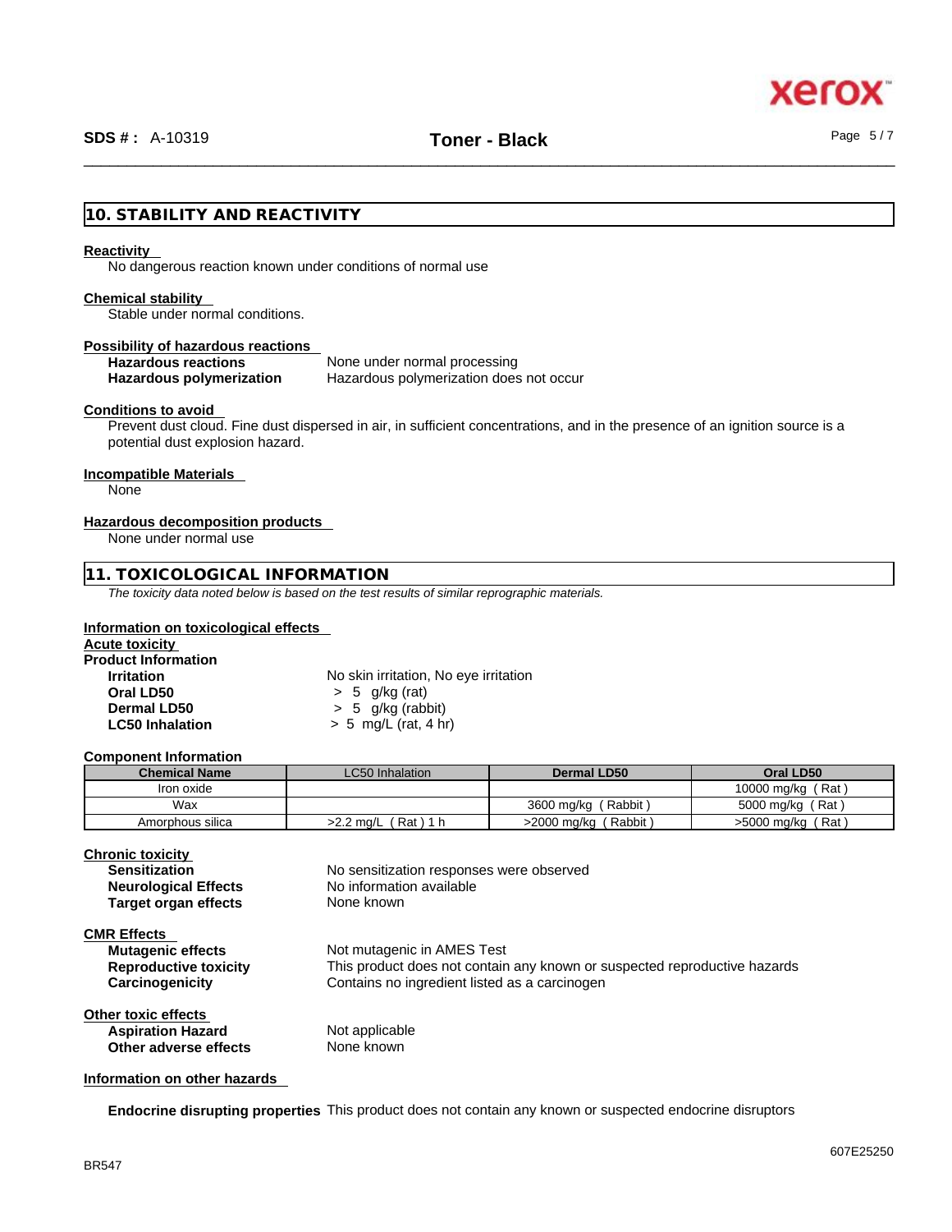## 10. STABILITY AND REACTIVITY

**Reactivity**

No dangerous reaction known under conditions of normal use

**Chemical stability**

Stable under normal conditions.

**Possibility of hazardous reactions**

**Hazardous reactions** None under normal processing
**Hazardous polymerization** Hazardous polymerization does not occur

**Conditions to avoid**

Prevent dust cloud. Fine dust dispersed in air, in sufficient concentrations, and in the presence of an ignition source is a potential dust explosion hazard.

**Incompatible Materials**

None

**Hazardous decomposition products**

None under normal use

## 11. TOXICOLOGICAL INFORMATION

*The toxicity data noted below is based on the test results of similar reprographic materials.*

**Information on toxicological effects**

**Acute toxicity**

**Product Information**

**Irritation** No skin irritation, No eye irritation
**Oral LD50** > 5 g/kg (rat)
**Dermal LD50** > 5 g/kg (rabbit)
**LC50 Inhalation** > 5 mg/L (rat, 4 hr)

**Component Information**

| Chemical Name | LC50 Inhalation | Dermal LD50 | Oral LD50 |
|---|---|---|---|
| Iron oxide | | | 10000 mg/kg ( Rat ) |
| Wax | | 3600 mg/kg ( Rabbit ) | 5000 mg/kg ( Rat ) |
| Amorphous silica | >2.2 mg/L ( Rat ) 1 h | >2000 mg/kg ( Rabbit ) | >5000 mg/kg ( Rat ) |

**Chronic toxicity**

**Sensitization** No sensitization responses were observed
**Neurological Effects** No information available
**Target organ effects** None known

**CMR Effects**

**Mutagenic effects** Not mutagenic in AMES Test
**Reproductive toxicity** This product does not contain any known or suspected reproductive hazards
**Carcinogenicity** Contains no ingredient listed as a carcinogen

**Other toxic effects**

**Aspiration Hazard** Not applicable
**Other adverse effects** None known

**Information on other hazards**

**Endocrine disrupting properties** This product does not contain any known or suspected endocrine disruptors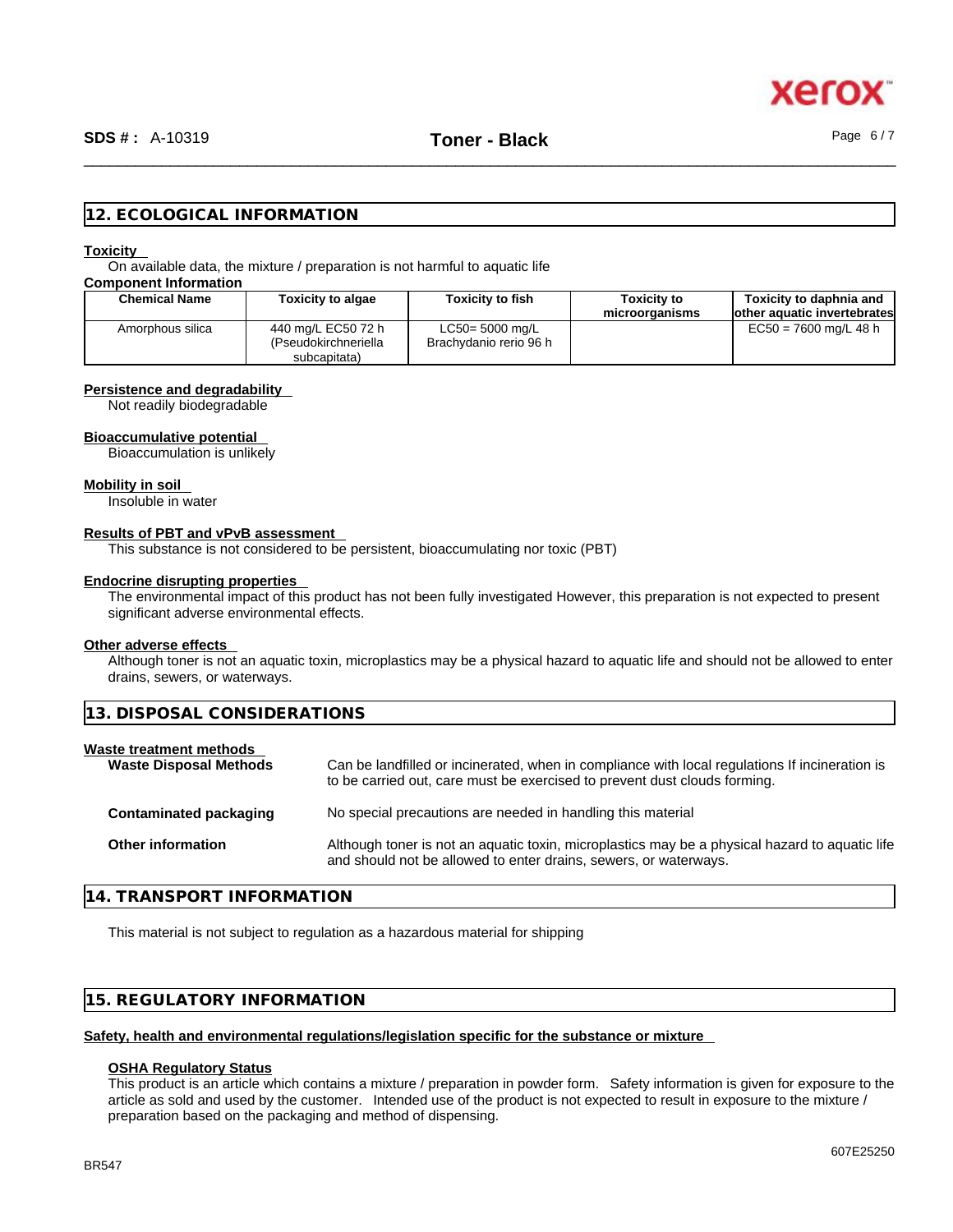## 12. ECOLOGICAL INFORMATION

**Toxicity**

On available data, the mixture / preparation is not harmful to aquatic life

**Component Information**

| Chemical Name | Toxicity to algae | Toxicity to fish | Toxicity to microorganisms | Toxicity to daphnia and other aquatic invertebrates |
|---|---|---|---|---|
| Amorphous silica | 440 mg/L EC50 72 h (Pseudokirchneriella subcapitata) | LC50= 5000 mg/L Brachydanio rerio 96 h | | EC50 = 7600 mg/L 48 h |

**Persistence and degradability**

Not readily biodegradable

**Bioaccumulative potential**

Bioaccumulation is unlikely

**Mobility in soil**

Insoluble in water

**Results of PBT and vPvB assessment**

This substance is not considered to be persistent, bioaccumulating nor toxic (PBT)

**Endocrine disrupting properties**

The environmental impact of this product has not been fully investigated However, this preparation is not expected to present significant adverse environmental effects.

**Other adverse effects**

Although toner is not an aquatic toxin, microplastics may be a physical hazard to aquatic life and should not be allowed to enter drains, sewers, or waterways.

## 13. DISPOSAL CONSIDERATIONS

**Waste treatment methods**

**Waste Disposal Methods** Can be landfilled or incinerated, when in compliance with local regulations If incineration is to be carried out, care must be exercised to prevent dust clouds forming.

**Contaminated packaging** No special precautions are needed in handling this material

**Other information** Although toner is not an aquatic toxin, microplastics may be a physical hazard to aquatic life and should not be allowed to enter drains, sewers, or waterways.

## 14. TRANSPORT INFORMATION

This material is not subject to regulation as a hazardous material for shipping

## 15. REGULATORY INFORMATION

**Safety, health and environmental regulations/legislation specific for the substance or mixture**

**OSHA Regulatory Status**

This product is an article which contains a mixture / preparation in powder form. Safety information is given for exposure to the article as sold and used by the customer. Intended use of the product is not expected to result in exposure to the mixture / preparation based on the packaging and method of dispensing.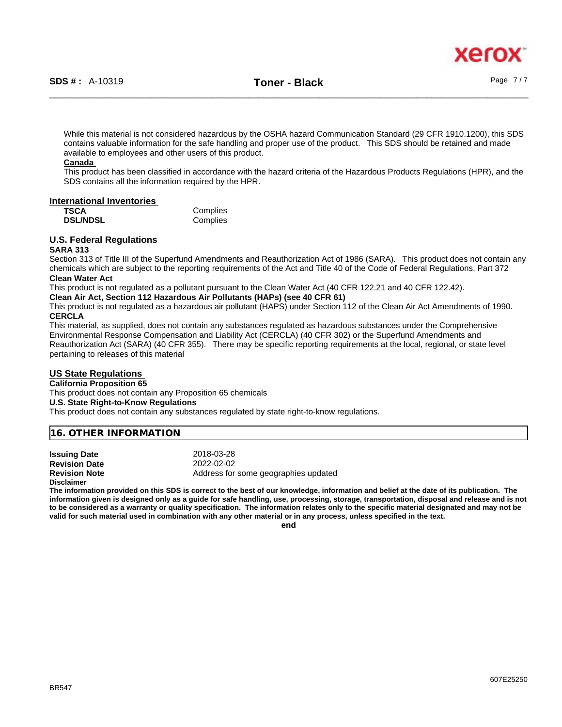While this material is not considered hazardous by the OSHA hazard Communication Standard (29 CFR 1910.1200), this SDS contains valuable information for the safe handling and proper use of the product. This SDS should be retained and made available to employees and other users of this product.

**Canada**

This product has been classified in accordance with the hazard criteria of the Hazardous Products Regulations (HPR), and the SDS contains all the information required by the HPR.

### International Inventories

| | |
|---|---|
| **TSCA** | Complies |
| **DSL/NDSL** | Complies |

### U.S. Federal Regulations

**SARA 313**

Section 313 of Title III of the Superfund Amendments and Reauthorization Act of 1986 (SARA). This product does not contain any chemicals which are subject to the reporting requirements of the Act and Title 40 of the Code of Federal Regulations, Part 372

**Clean Water Act**

This product is not regulated as a pollutant pursuant to the Clean Water Act (40 CFR 122.21 and 40 CFR 122.42).

**Clean Air Act, Section 112 Hazardous Air Pollutants (HAPs) (see 40 CFR 61)**

This product is not regulated as a hazardous air pollutant (HAPS) under Section 112 of the Clean Air Act Amendments of 1990.

**CERCLA**

This material, as supplied, does not contain any substances regulated as hazardous substances under the Comprehensive Environmental Response Compensation and Liability Act (CERCLA) (40 CFR 302) or the Superfund Amendments and Reauthorization Act (SARA) (40 CFR 355). There may be specific reporting requirements at the local, regional, or state level pertaining to releases of this material

### US State Regulations

**California Proposition 65**

This product does not contain any Proposition 65 chemicals

**U.S. State Right-to-Know Regulations**

This product does not contain any substances regulated by state right-to-know regulations.

## 16. OTHER INFORMATION

| | |
|---|---|
| **Issuing Date** | 2018-03-28 |
| **Revision Date** | 2022-02-02 |
| **Revision Note** | Address for some geographies updated |

**Disclaimer**

**The information provided on this SDS is correct to the best of our knowledge, information and belief at the date of its publication. The information given is designed only as a guide for safe handling, use, processing, storage, transportation, disposal and release and is not to be considered as a warranty or quality specification. The information relates only to the specific material designated and may not be valid for such material used in combination with any other material or in any process, unless specified in the text.**

**end**